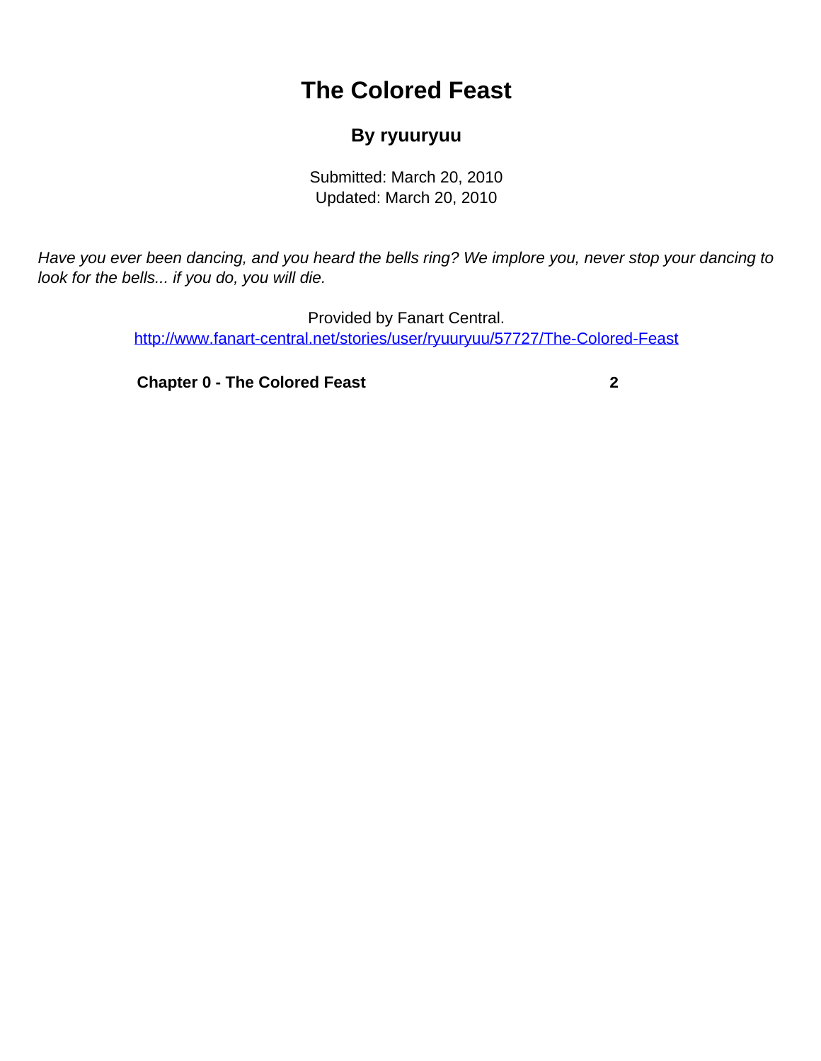# The Colored Feast

### By ryuuryuu

Submitted: March 20, 2010
Updated: March 20, 2010

*Have you ever been dancing, and you heard the bells ring? We implore you, never stop your dancing to look for the bells... if you do, you will die.*

Provided by Fanart Central.
http://www.fanart-central.net/stories/user/ryuuryuu/57727/The-Colored-Feast

**Chapter 0 - The Colored Feast** **2**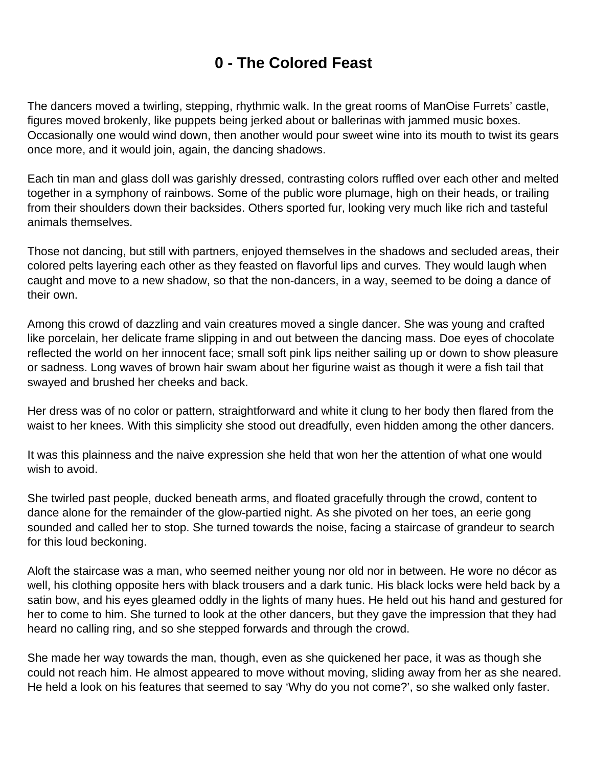# 0 - The Colored Feast

The dancers moved a twirling, stepping, rhythmic walk. In the great rooms of ManOise Furrets' castle, figures moved brokenly, like puppets being jerked about or ballerinas with jammed music boxes. Occasionally one would wind down, then another would pour sweet wine into its mouth to twist its gears once more, and it would join, again, the dancing shadows.

Each tin man and glass doll was garishly dressed, contrasting colors ruffled over each other and melted together in a symphony of rainbows. Some of the public wore plumage, high on their heads, or trailing from their shoulders down their backsides. Others sported fur, looking very much like rich and tasteful animals themselves.

Those not dancing, but still with partners, enjoyed themselves in the shadows and secluded areas, their colored pelts layering each other as they feasted on flavorful lips and curves. They would laugh when caught and move to a new shadow, so that the non-dancers, in a way, seemed to be doing a dance of their own.

Among this crowd of dazzling and vain creatures moved a single dancer. She was young and crafted like porcelain, her delicate frame slipping in and out between the dancing mass. Doe eyes of chocolate reflected the world on her innocent face; small soft pink lips neither sailing up or down to show pleasure or sadness. Long waves of brown hair swam about her figurine waist as though it were a fish tail that swayed and brushed her cheeks and back.

Her dress was of no color or pattern, straightforward and white it clung to her body then flared from the waist to her knees. With this simplicity she stood out dreadfully, even hidden among the other dancers.

It was this plainness and the naive expression she held that won her the attention of what one would wish to avoid.

She twirled past people, ducked beneath arms, and floated gracefully through the crowd, content to dance alone for the remainder of the glow-partied night. As she pivoted on her toes, an eerie gong sounded and called her to stop. She turned towards the noise, facing a staircase of grandeur to search for this loud beckoning.

Aloft the staircase was a man, who seemed neither young nor old nor in between. He wore no décor as well, his clothing opposite hers with black trousers and a dark tunic. His black locks were held back by a satin bow, and his eyes gleamed oddly in the lights of many hues. He held out his hand and gestured for her to come to him. She turned to look at the other dancers, but they gave the impression that they had heard no calling ring, and so she stepped forwards and through the crowd.

She made her way towards the man, though, even as she quickened her pace, it was as though she could not reach him. He almost appeared to move without moving, sliding away from her as she neared. He held a look on his features that seemed to say 'Why do you not come?', so she walked only faster.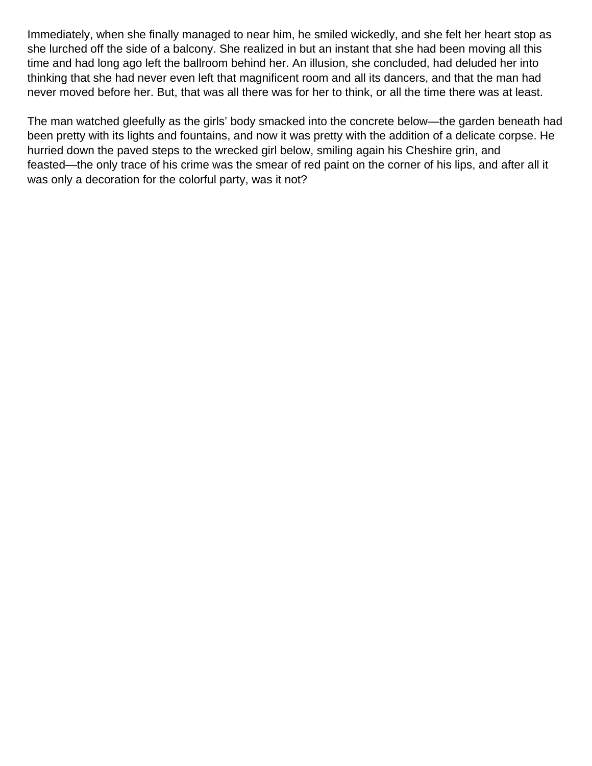Immediately, when she finally managed to near him, he smiled wickedly, and she felt her heart stop as she lurched off the side of a balcony. She realized in but an instant that she had been moving all this time and had long ago left the ballroom behind her. An illusion, she concluded, had deluded her into thinking that she had never even left that magnificent room and all its dancers, and that the man had never moved before her. But, that was all there was for her to think, or all the time there was at least.

The man watched gleefully as the girls' body smacked into the concrete below—the garden beneath had been pretty with its lights and fountains, and now it was pretty with the addition of a delicate corpse. He hurried down the paved steps to the wrecked girl below, smiling again his Cheshire grin, and feasted—the only trace of his crime was the smear of red paint on the corner of his lips, and after all it was only a decoration for the colorful party, was it not?